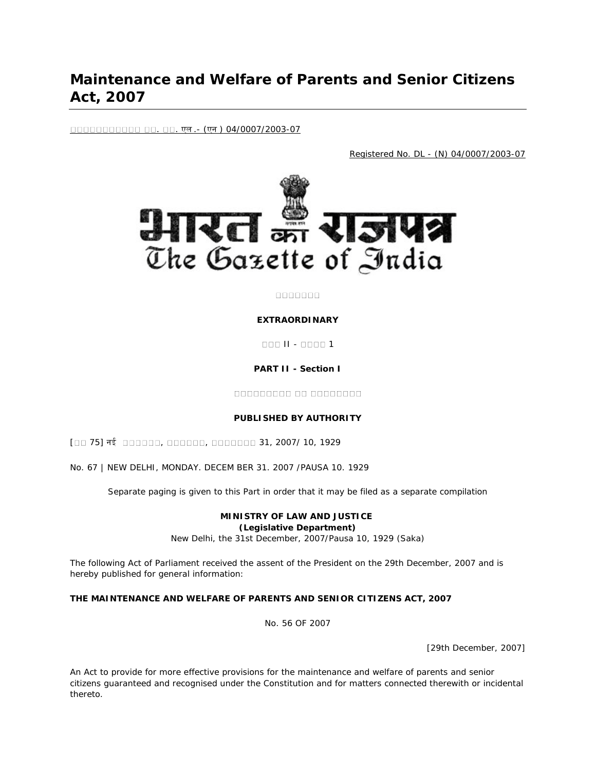# Maintenance and Welfare of Parents and Senior Citizens Act, 2007

□□□□□□□□□□□ □□. □□. एल.- (एन) 04/0007/2003-07

Registered No. DL - (N) 04/0007/2003-07

भारत का राजपत्र
The Gazette of India

□□□□□□□

**EXTRAORDINARY**

□□□ II - □□□□ 1

**PART II - Section I**

□□□□□□□□□ □□ □□□□□□□□

**PUBLISHED BY AUTHORITY**

[□□ 75] नई □□□□□□, □□□□□□, □□□□□□□ 31, 2007/ 10, 1929

No. 67 | NEW DELHI, MONDAY. DECEM BER 31. 2007 /PAUSA 10. 1929

Separate paging is given to this Part in order that it may be filed as a separate compilation

**MINISTRY OF LAW AND JUSTICE**
**(Legislative Department)**
New Delhi, the 31st December, 2007/Pausa 10, 1929 (Saka)

The following Act of Parliament received the assent of the President on the 29th December, 2007 and is hereby published for general information:

**THE MAINTENANCE AND WELFARE OF PARENTS AND SENIOR CITIZENS ACT, 2007**

No. 56 OF 2007

[29th December, 2007]

An Act to provide for more effective provisions for the maintenance and welfare of parents and senior citizens guaranteed and recognised under the Constitution and for matters connected therewith or incidental thereto.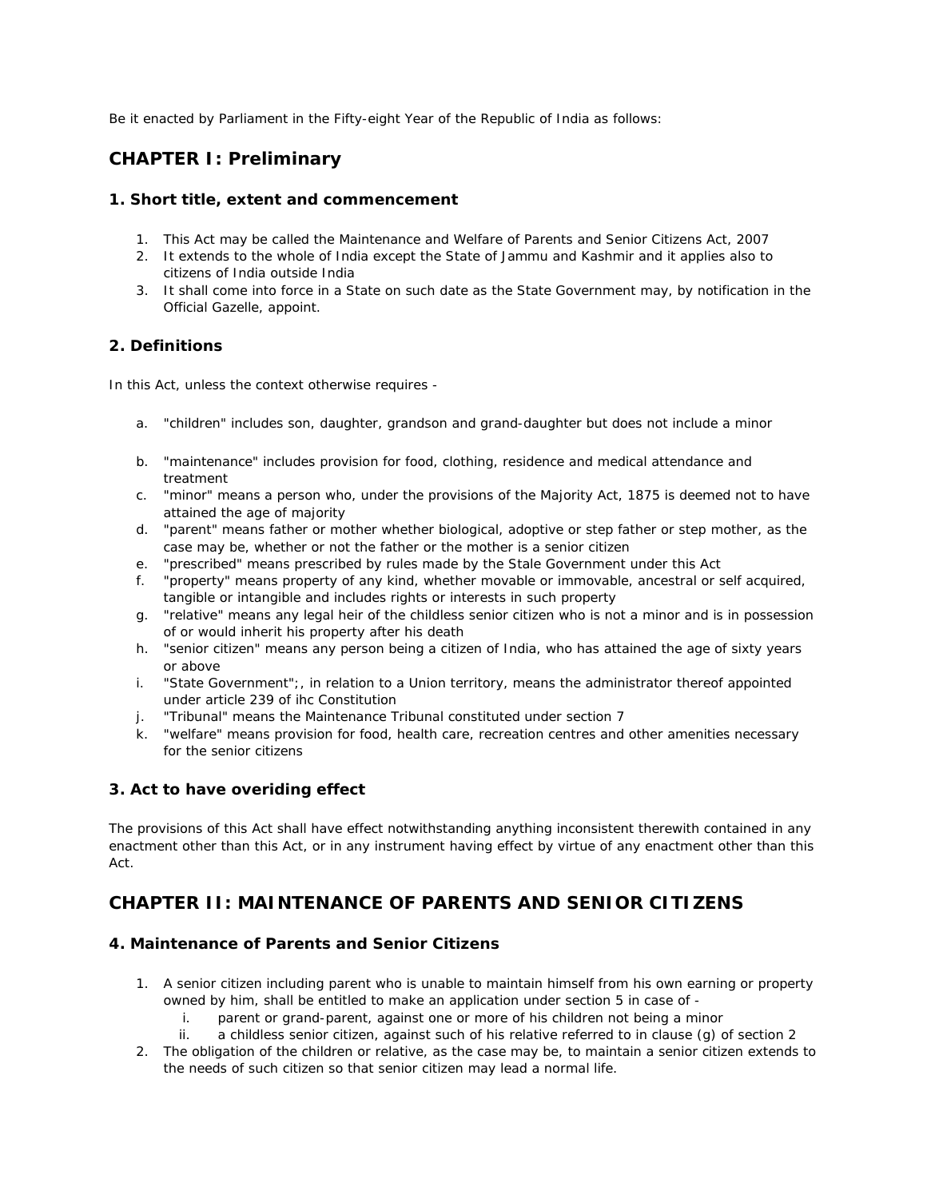Be it enacted by Parliament in the Fifty-eight Year of the Republic of India as follows:

## CHAPTER I: Preliminary

### 1. Short title, extent and commencement

1. This Act may be called the Maintenance and Welfare of Parents and Senior Citizens Act, 2007
2. It extends to the whole of India except the State of Jammu and Kashmir and it applies also to citizens of India outside India
3. It shall come into force in a State on such date as the State Government may, by notification in the Official Gazelle, appoint.

### 2. Definitions

In this Act, unless the context otherwise requires -

a. "children" includes son, daughter, grandson and grand-daughter but does not include a minor

b. "maintenance" includes provision for food, clothing, residence and medical attendance and treatment
c. "minor" means a person who, under the provisions of the Majority Act, 1875 is deemed not to have attained the age of majority
d. "parent" means father or mother whether biological, adoptive or step father or step mother, as the case may be, whether or not the father or the mother is a senior citizen
e. "prescribed" means prescribed by rules made by the Stale Government under this Act
f. "property" means property of any kind, whether movable or immovable, ancestral or self acquired, tangible or intangible and includes rights or interests in such property
g. "relative" means any legal heir of the childless senior citizen who is not a minor and is in possession of or would inherit his property after his death
h. "senior citizen" means any person being a citizen of India, who has attained the age of sixty years or above
i. "State Government";, in relation to a Union territory, means the administrator thereof appointed under article 239 of ihc Constitution
j. "Tribunal" means the Maintenance Tribunal constituted under section 7
k. "welfare" means provision for food, health care, recreation centres and other amenities necessary for the senior citizens

### 3. Act to have overiding effect

The provisions of this Act shall have effect notwithstanding anything inconsistent therewith contained in any enactment other than this Act, or in any instrument having effect by virtue of any enactment other than this Act.

## CHAPTER II: MAINTENANCE OF PARENTS AND SENIOR CITIZENS

### 4. Maintenance of Parents and Senior Citizens

1. A senior citizen including parent who is unable to maintain himself from his own earning or property owned by him, shall be entitled to make an application under section 5 in case of -
   i. parent or grand-parent, against one or more of his children not being a minor
   ii. a childless senior citizen, against such of his relative referred to in clause (g) of section 2
2. The obligation of the children or relative, as the case may be, to maintain a senior citizen extends to the needs of such citizen so that senior citizen may lead a normal life.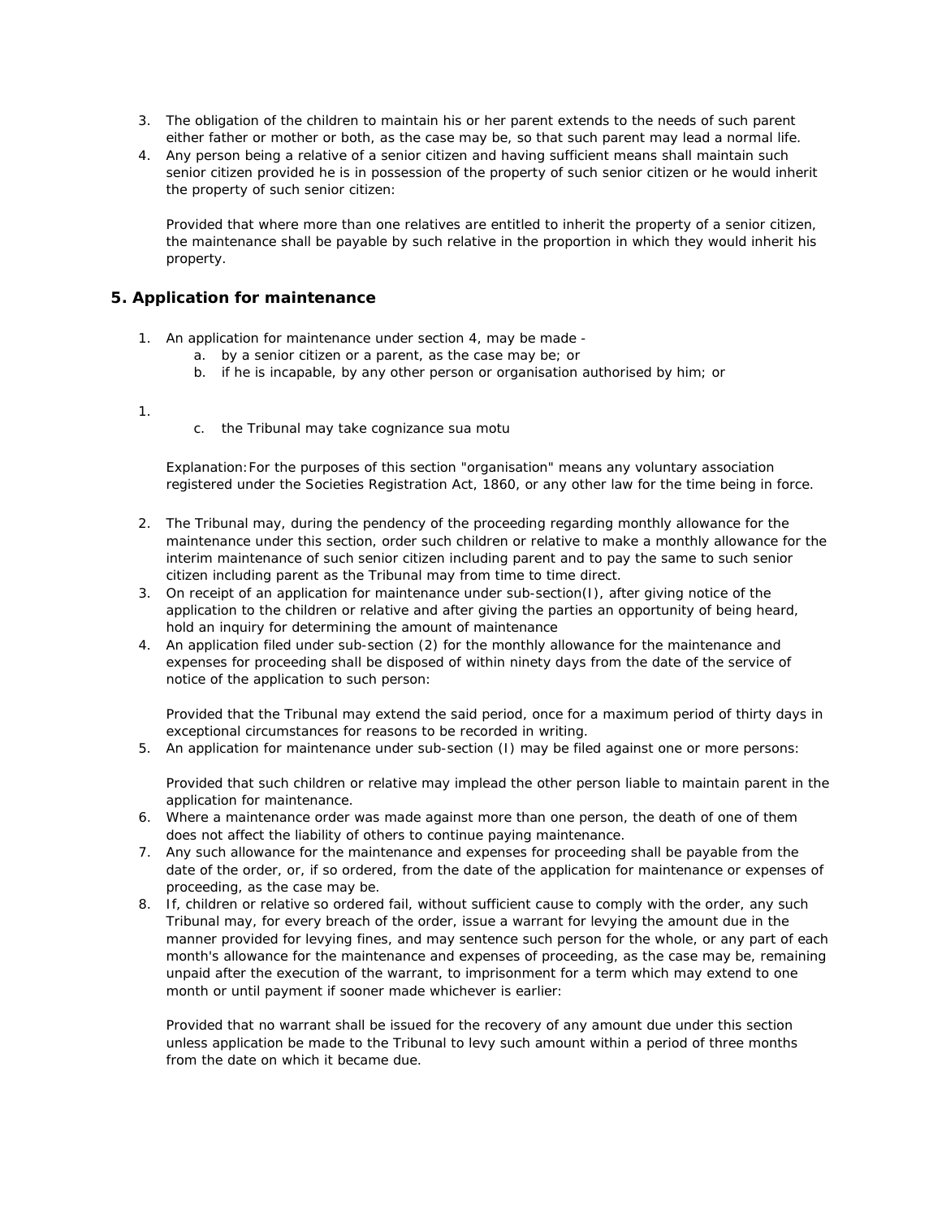3. The obligation of the children to maintain his or her parent extends to the needs of such parent either father or mother or both, as the case may be, so that such parent may lead a normal life.
4. Any person being a relative of a senior citizen and having sufficient means shall maintain such senior citizen provided he is in possession of the property of such senior citizen or he would inherit the property of such senior citizen:

   Provided that where more than one relatives are entitled to inherit the property of a senior citizen, the maintenance shall be payable by such relative in the proportion in which they would inherit his property.

### 5. Application for maintenance

1. An application for maintenance under section 4, may be made -
   a. by a senior citizen or a parent, as the case may be; or
   b. if he is incapable, by any other person or organisation authorised by him; or

1. 
   c. the Tribunal may take cognizance sua motu

   Explanation: For the purposes of this section "organisation" means any voluntary association registered under the Societies Registration Act, 1860, or any other law for the time being in force.

2. The Tribunal may, during the pendency of the proceeding regarding monthly allowance for the maintenance under this section, order such children or relative to make a monthly allowance for the interim maintenance of such senior citizen including parent and to pay the same to such senior citizen including parent as the Tribunal may from time to time direct.
3. On receipt of an application for maintenance under sub-section(I), after giving notice of the application to the children or relative and after giving the parties an opportunity of being heard, hold an inquiry for determining the amount of maintenance
4. An application filed under sub-section (2) for the monthly allowance for the maintenance and expenses for proceeding shall be disposed of within ninety days from the date of the service of notice of the application to such person:

   Provided that the Tribunal may extend the said period, once for a maximum period of thirty days in exceptional circumstances for reasons to be recorded in writing.
5. An application for maintenance under sub-section (I) may be filed against one or more persons:

   Provided that such children or relative may implead the other person liable to maintain parent in the application for maintenance.
6. Where a maintenance order was made against more than one person, the death of one of them does not affect the liability of others to continue paying maintenance.
7. Any such allowance for the maintenance and expenses for proceeding shall be payable from the date of the order, or, if so ordered, from the date of the application for maintenance or expenses of proceeding, as the case may be.
8. If, children or relative so ordered fail, without sufficient cause to comply with the order, any such Tribunal may, for every breach of the order, issue a warrant for levying the amount due in the manner provided for levying fines, and may sentence such person for the whole, or any part of each month's allowance for the maintenance and expenses of proceeding, as the case may be, remaining unpaid after the execution of the warrant, to imprisonment for a term which may extend to one month or until payment if sooner made whichever is earlier:

   Provided that no warrant shall be issued for the recovery of any amount due under this section unless application be made to the Tribunal to levy such amount within a period of three months from the date on which it became due.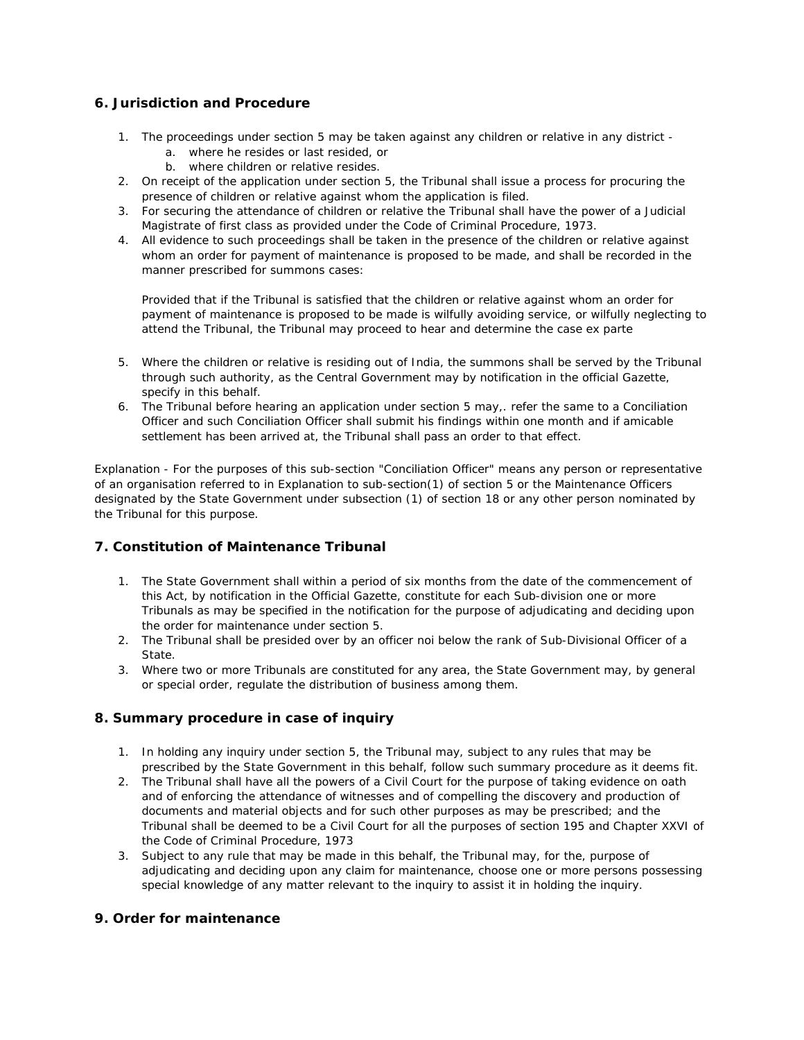## 6. Jurisdiction and Procedure

1. The proceedings under section 5 may be taken against any children or relative in any district -
   a. where he resides or last resided, or
   b. where children or relative resides.
2. On receipt of the application under section 5, the Tribunal shall issue a process for procuring the presence of children or relative against whom the application is filed.
3. For securing the attendance of children or relative the Tribunal shall have the power of a Judicial Magistrate of first class as provided under the Code of Criminal Procedure, 1973.
4. All evidence to such proceedings shall be taken in the presence of the children or relative against whom an order for payment of maintenance is proposed to be made, and shall be recorded in the manner prescribed for summons cases:

   Provided that if the Tribunal is satisfied that the children or relative against whom an order for payment of maintenance is proposed to be made is wilfully avoiding service, or wilfully neglecting to attend the Tribunal, the Tribunal may proceed to hear and determine the case ex parte

5. Where the children or relative is residing out of India, the summons shall be served by the Tribunal through such authority, as the Central Government may by notification in the official Gazette, specify in this behalf.
6. The Tribunal before hearing an application under section 5 may,. refer the same to a Conciliation Officer and such Conciliation Officer shall submit his findings within one month and if amicable settlement has been arrived at, the Tribunal shall pass an order to that effect.

Explanation - For the purposes of this sub-section "Conciliation Officer" means any person or representative of an organisation referred to in Explanation to sub-section(1) of section 5 or the Maintenance Officers designated by the State Government under subsection (1) of section 18 or any other person nominated by the Tribunal for this purpose.

## 7. Constitution of Maintenance Tribunal

1. The State Government shall within a period of six months from the date of the commencement of this Act, by notification in the Official Gazette, constitute for each Sub-division one or more Tribunals as may be specified in the notification for the purpose of adjudicating and deciding upon the order for maintenance under section 5.
2. The Tribunal shall be presided over by an officer noi below the rank of Sub-Divisional Officer of a State.
3. Where two or more Tribunals are constituted for any area, the State Government may, by general or special order, regulate the distribution of business among them.

## 8. Summary procedure in case of inquiry

1. In holding any inquiry under section 5, the Tribunal may, subject to any rules that may be prescribed by the State Government in this behalf, follow such summary procedure as it deems fit.
2. The Tribunal shall have all the powers of a Civil Court for the purpose of taking evidence on oath and of enforcing the attendance of witnesses and of compelling the discovery and production of documents and material objects and for such other purposes as may be prescribed; and the Tribunal shall be deemed to be a Civil Court for all the purposes of section 195 and Chapter XXVI of the Code of Criminal Procedure, 1973
3. Subject to any rule that may be made in this behalf, the Tribunal may, for the, purpose of adjudicating and deciding upon any claim for maintenance, choose one or more persons possessing special knowledge of any matter relevant to the inquiry to assist it in holding the inquiry.

## 9. Order for maintenance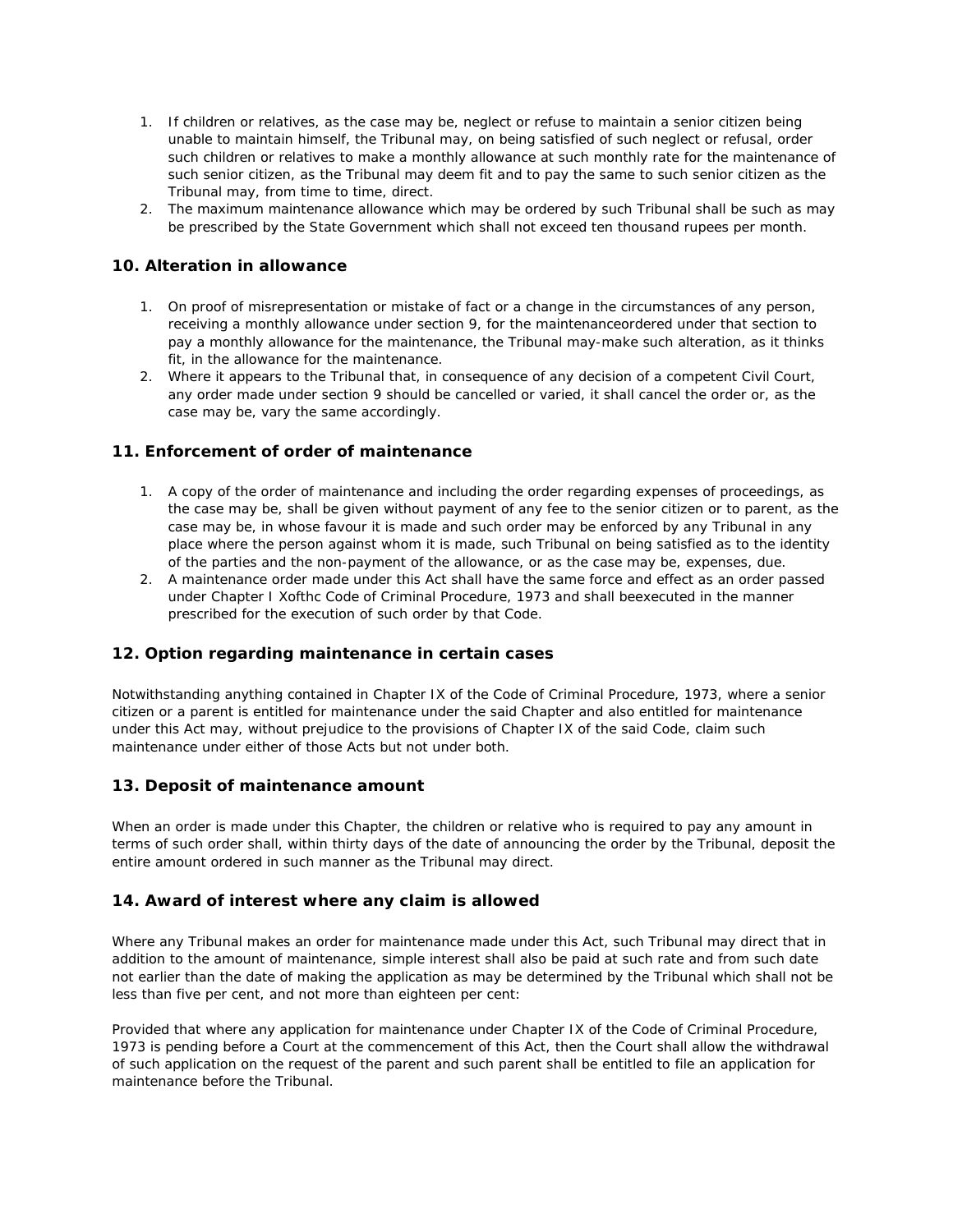1. If children or relatives, as the case may be, neglect or refuse to maintain a senior citizen being unable to maintain himself, the Tribunal may, on being satisfied of such neglect or refusal, order such children or relatives to make a monthly allowance at such monthly rate for the maintenance of such senior citizen, as the Tribunal may deem fit and to pay the same to such senior citizen as the Tribunal may, from time to time, direct.
2. The maximum maintenance allowance which may be ordered by such Tribunal shall be such as may be prescribed by the State Government which shall not exceed ten thousand rupees per month.

### 10. Alteration in allowance

1. On proof of misrepresentation or mistake of fact or a change in the circumstances of any person, receiving a monthly allowance under section 9, for the maintenanceordered under that section to pay a monthly allowance for the maintenance, the Tribunal may-make such alteration, as it thinks fit, in the allowance for the maintenance.
2. Where it appears to the Tribunal that, in consequence of any decision of a competent Civil Court, any order made under section 9 should be cancelled or varied, it shall cancel the order or, as the case may be, vary the same accordingly.

### 11. Enforcement of order of maintenance

1. A copy of the order of maintenance and including the order regarding expenses of proceedings, as the case may be, shall be given without payment of any fee to the senior citizen or to parent, as the case may be, in whose favour it is made and such order may be enforced by any Tribunal in any place where the person against whom it is made, such Tribunal on being satisfied as to the identity of the parties and the non-payment of the allowance, or as the case may be, expenses, due.
2. A maintenance order made under this Act shall have the same force and effect as an order passed under Chapter I Xofthc Code of Criminal Procedure, 1973 and shall beexecuted in the manner prescribed for the execution of such order by that Code.

### 12. Option regarding maintenance in certain cases

Notwithstanding anything contained in Chapter IX of the Code of Criminal Procedure, 1973, where a senior citizen or a parent is entitled for maintenance under the said Chapter and also entitled for maintenance under this Act may, without prejudice to the provisions of Chapter IX of the said Code, claim such maintenance under either of those Acts but not under both.

### 13. Deposit of maintenance amount

When an order is made under this Chapter, the children or relative who is required to pay any amount in terms of such order shall, within thirty days of the date of announcing the order by the Tribunal, deposit the entire amount ordered in such manner as the Tribunal may direct.

### 14. Award of interest where any claim is allowed

Where any Tribunal makes an order for maintenance made under this Act, such Tribunal may direct that in addition to the amount of maintenance, simple interest shall also be paid at such rate and from such date not earlier than the date of making the application as may be determined by the Tribunal which shall not be less than five per cent, and not more than eighteen per cent:

Provided that where any application for maintenance under Chapter IX of the Code of Criminal Procedure, 1973 is pending before a Court at the commencement of this Act, then the Court shall allow the withdrawal of such application on the request of the parent and such parent shall be entitled to file an application for maintenance before the Tribunal.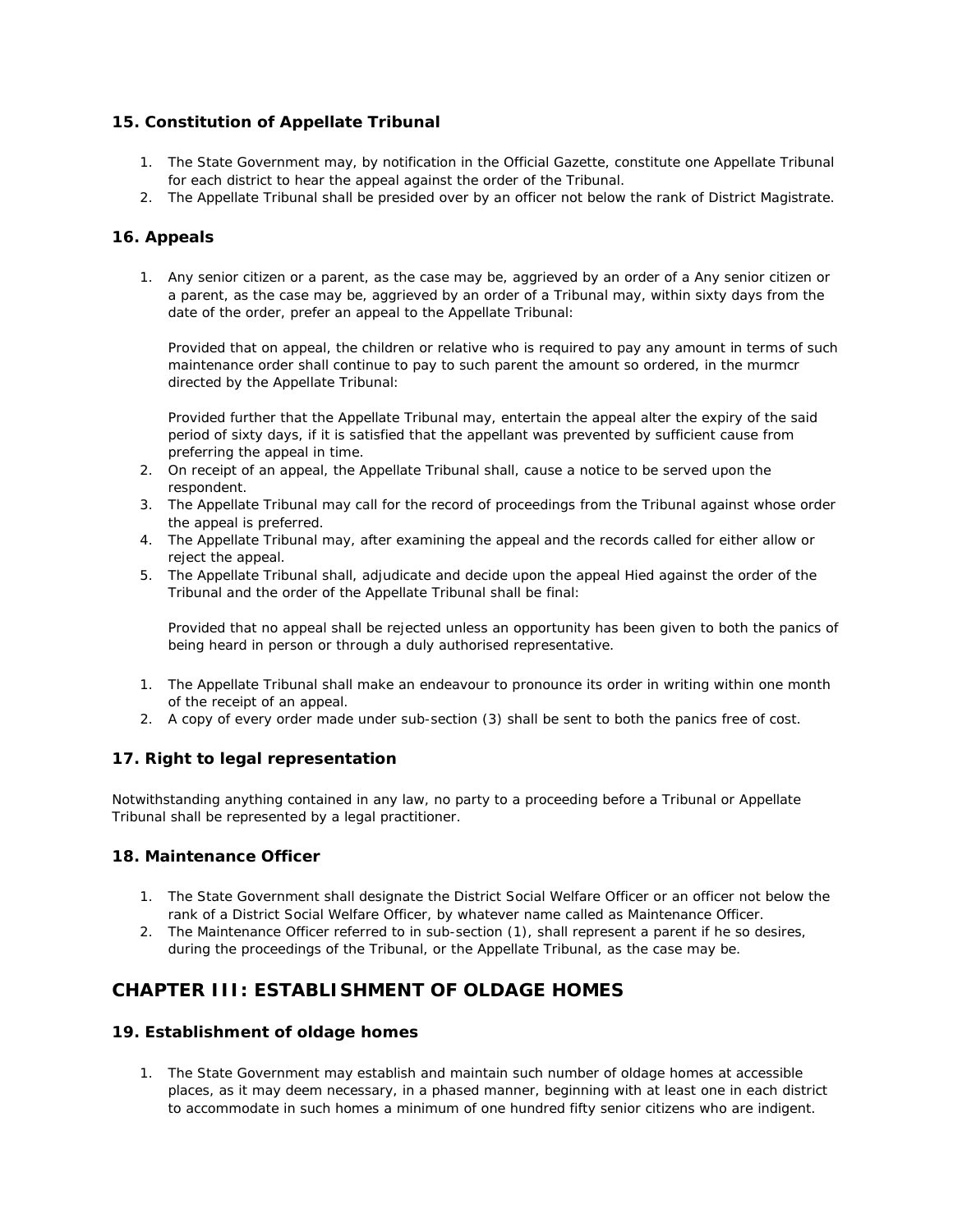### 15. Constitution of Appellate Tribunal

1. The State Government may, by notification in the Official Gazette, constitute one Appellate Tribunal for each district to hear the appeal against the order of the Tribunal.
2. The Appellate Tribunal shall be presided over by an officer not below the rank of District Magistrate.

### 16. Appeals

1. Any senior citizen or a parent, as the case may be, aggrieved by an order of a Any senior citizen or a parent, as the case may be, aggrieved by an order of a Tribunal may, within sixty days from the date of the order, prefer an appeal to the Appellate Tribunal:

   Provided that on appeal, the children or relative who is required to pay any amount in terms of such maintenance order shall continue to pay to such parent the amount so ordered, in the murmcr directed by the Appellate Tribunal:

   Provided further that the Appellate Tribunal may, entertain the appeal alter the expiry of the said period of sixty days, if it is satisfied that the appellant was prevented by sufficient cause from preferring the appeal in time.
2. On receipt of an appeal, the Appellate Tribunal shall, cause a notice to be served upon the respondent.
3. The Appellate Tribunal may call for the record of proceedings from the Tribunal against whose order the appeal is preferred.
4. The Appellate Tribunal may, after examining the appeal and the records called for either allow or reject the appeal.
5. The Appellate Tribunal shall, adjudicate and decide upon the appeal Hied against the order of the Tribunal and the order of the Appellate Tribunal shall be final:

   Provided that no appeal shall be rejected unless an opportunity has been given to both the panics of being heard in person or through a duly authorised representative.

1. The Appellate Tribunal shall make an endeavour to pronounce its order in writing within one month of the receipt of an appeal.
2. A copy of every order made under sub-section (3) shall be sent to both the panics free of cost.

### 17. Right to legal representation

Notwithstanding anything contained in any law, no party to a proceeding before a Tribunal or Appellate Tribunal shall be represented by a legal practitioner.

### 18. Maintenance Officer

1. The State Government shall designate the District Social Welfare Officer or an officer not below the rank of a District Social Welfare Officer, by whatever name called as Maintenance Officer.
2. The Maintenance Officer referred to in sub-section (1), shall represent a parent if he so desires, during the proceedings of the Tribunal, or the Appellate Tribunal, as the case may be.

## CHAPTER III: ESTABLISHMENT OF OLDAGE HOMES

### 19. Establishment of oldage homes

1. The State Government may establish and maintain such number of oldage homes at accessible places, as it may deem necessary, in a phased manner, beginning with at least one in each district to accommodate in such homes a minimum of one hundred fifty senior citizens who are indigent.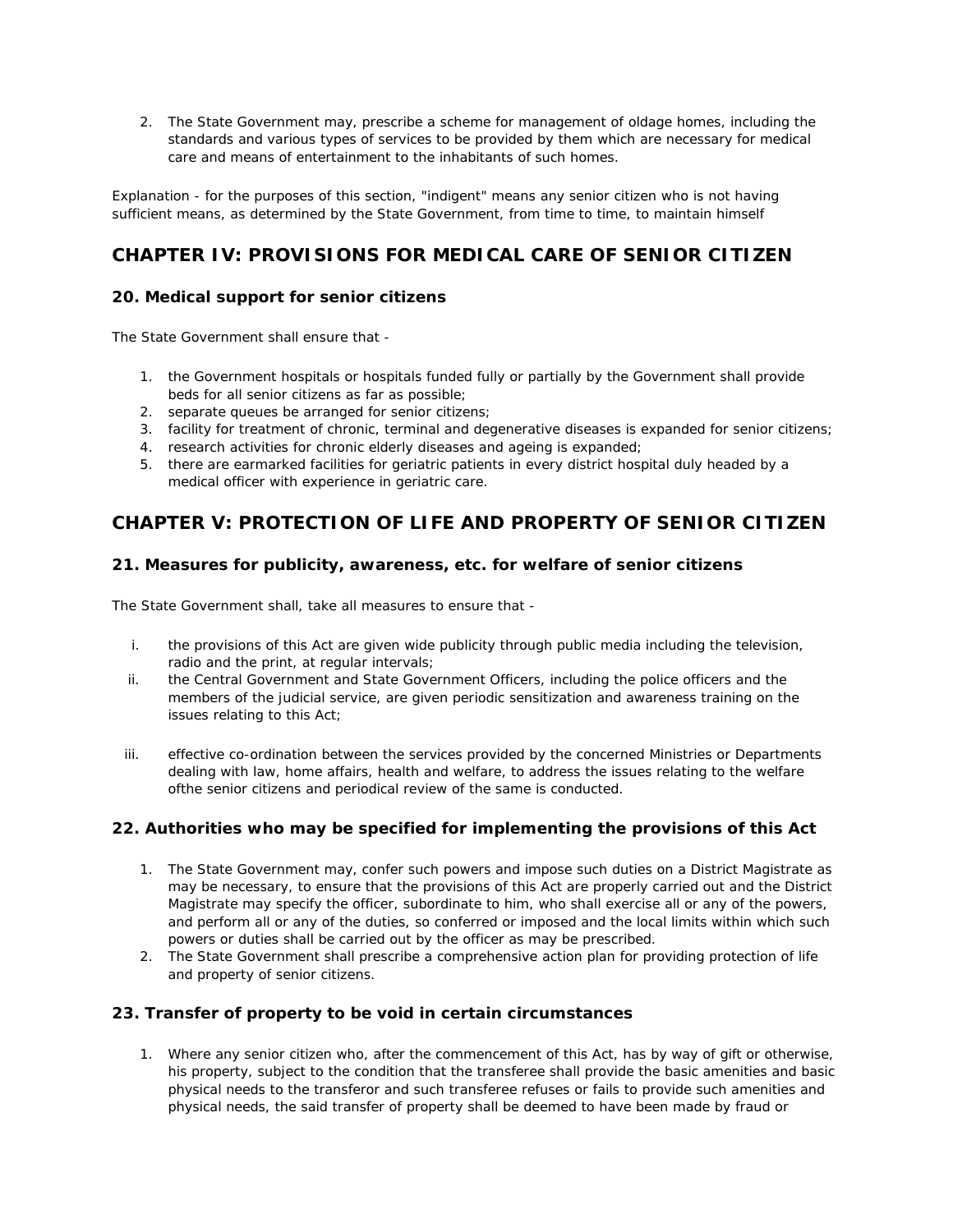2. The State Government may, prescribe a scheme for management of oldage homes, including the standards and various types of services to be provided by them which are necessary for medical care and means of entertainment to the inhabitants of such homes.

Explanation - for the purposes of this section, "indigent" means any senior citizen who is not having sufficient means, as determined by the State Government, from time to time, to maintain himself

## CHAPTER IV: PROVISIONS FOR MEDICAL CARE OF SENIOR CITIZEN

### 20. Medical support for senior citizens

The State Government shall ensure that -

1. the Government hospitals or hospitals funded fully or partially by the Government shall provide beds for all senior citizens as far as possible;
2. separate queues be arranged for senior citizens;
3. facility for treatment of chronic, terminal and degenerative diseases is expanded for senior citizens;
4. research activities for chronic elderly diseases and ageing is expanded;
5. there are earmarked facilities for geriatric patients in every district hospital duly headed by a medical officer with experience in geriatric care.

## CHAPTER V: PROTECTION OF LIFE AND PROPERTY OF SENIOR CITIZEN

### 21. Measures for publicity, awareness, etc. for welfare of senior citizens

The State Government shall, take all measures to ensure that -

i. the provisions of this Act are given wide publicity through public media including the television, radio and the print, at regular intervals;
ii. the Central Government and State Government Officers, including the police officers and the members of the judicial service, are given periodic sensitization and awareness training on the issues relating to this Act;
iii. effective co-ordination between the services provided by the concerned Ministries or Departments dealing with law, home affairs, health and welfare, to address the issues relating to the welfare ofthe senior citizens and periodical review of the same is conducted.

### 22. Authorities who may be specified for implementing the provisions of this Act

1. The State Government may, confer such powers and impose such duties on a District Magistrate as may be necessary, to ensure that the provisions of this Act are properly carried out and the District Magistrate may specify the officer, subordinate to him, who shall exercise all or any of the powers, and perform all or any of the duties, so conferred or imposed and the local limits within which such powers or duties shall be carried out by the officer as may be prescribed.
2. The State Government shall prescribe a comprehensive action plan for providing protection of life and property of senior citizens.

### 23. Transfer of property to be void in certain circumstances

1. Where any senior citizen who, after the commencement of this Act, has by way of gift or otherwise, his property, subject to the condition that the transferee shall provide the basic amenities and basic physical needs to the transferor and such transferee refuses or fails to provide such amenities and physical needs, the said transfer of property shall be deemed to have been made by fraud or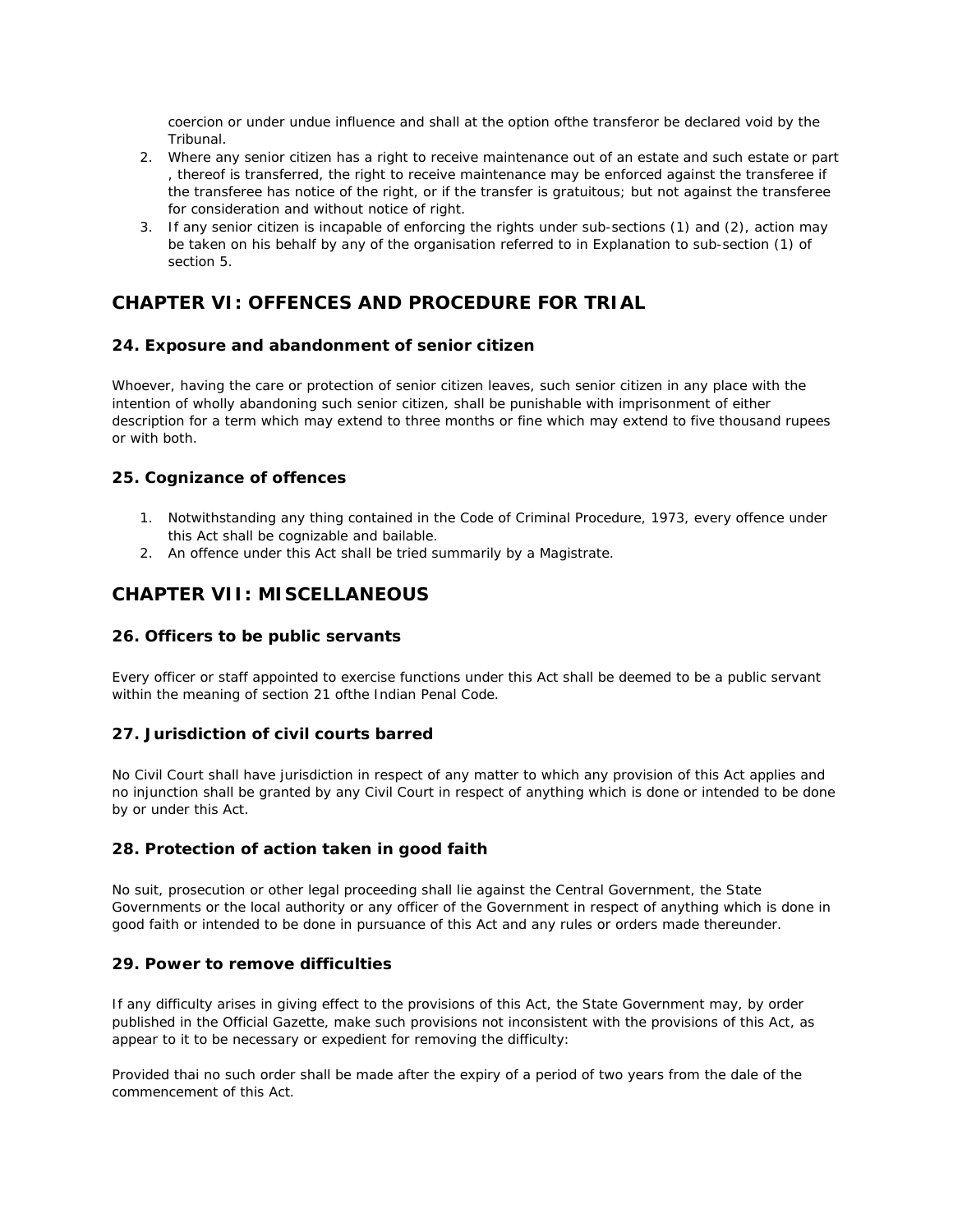coercion or under undue influence and shall at the option ofthe transferor be declared void by the Tribunal.

2. Where any senior citizen has a right to receive maintenance out of an estate and such estate or part , thereof is transferred, the right to receive maintenance may be enforced against the transferee if the transferee has notice of the right, or if the transfer is gratuitous; but not against the transferee for consideration and without notice of right.
3. If any senior citizen is incapable of enforcing the rights under sub-sections (1) and (2), action may be taken on his behalf by any of the organisation referred to in Explanation to sub-section (1) of section 5.

## CHAPTER VI: OFFENCES AND PROCEDURE FOR TRIAL

### 24. Exposure and abandonment of senior citizen

Whoever, having the care or protection of senior citizen leaves, such senior citizen in any place with the intention of wholly abandoning such senior citizen, shall be punishable with imprisonment of either description for a term which may extend to three months or fine which may extend to five thousand rupees or with both.

### 25. Cognizance of offences

1. Notwithstanding any thing contained in the Code of Criminal Procedure, 1973, every offence under this Act shall be cognizable and bailable.
2. An offence under this Act shall be tried summarily by a Magistrate.

## CHAPTER VII: MISCELLANEOUS

### 26. Officers to be public servants

Every officer or staff appointed to exercise functions under this Act shall be deemed to be a public servant within the meaning of section 21 ofthe Indian Penal Code.

### 27. Jurisdiction of civil courts barred

No Civil Court shall have jurisdiction in respect of any matter to which any provision of this Act applies and no injunction shall be granted by any Civil Court in respect of anything which is done or intended to be done by or under this Act.

### 28. Protection of action taken in good faith

No suit, prosecution or other legal proceeding shall lie against the Central Government, the State Governments or the local authority or any officer of the Government in respect of anything which is done in good faith or intended to be done in pursuance of this Act and any rules or orders made thereunder.

### 29. Power to remove difficulties

If any difficulty arises in giving effect to the provisions of this Act, the State Government may, by order published in the Official Gazette, make such provisions not inconsistent with the provisions of this Act, as appear to it to be necessary or expedient for removing the difficulty:

Provided thai no such order shall be made after the expiry of a period of two years from the dale of the commencement of this Act.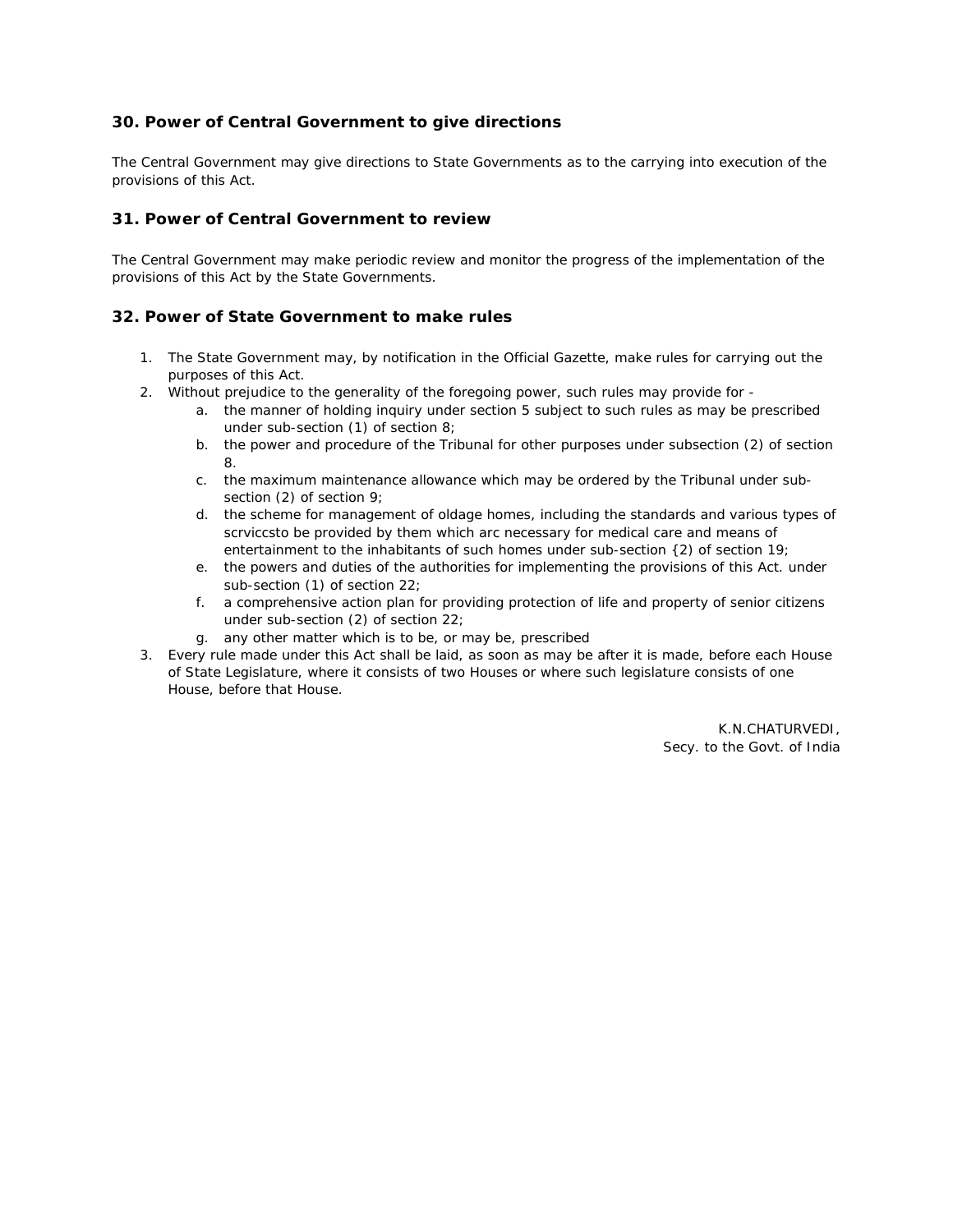### 30. Power of Central Government to give directions

The Central Government may give directions to State Governments as to the carrying into execution of the provisions of this Act.

### 31. Power of Central Government to review

The Central Government may make periodic review and monitor the progress of the implementation of the provisions of this Act by the State Governments.

### 32. Power of State Government to make rules

1. The State Government may, by notification in the Official Gazette, make rules for carrying out the purposes of this Act.
2. Without prejudice to the generality of the foregoing power, such rules may provide for -
    a. the manner of holding inquiry under section 5 subject to such rules as may be prescribed under sub-section (1) of section 8;
    b. the power and procedure of the Tribunal for other purposes under subsection (2) of section 8.
    c. the maximum maintenance allowance which may be ordered by the Tribunal under sub-section (2) of section 9;
    d. the scheme for management of oldage homes, including the standards and various types of scrviccsto be provided by them which arc necessary for medical care and means of entertainment to the inhabitants of such homes under sub-section {2) of section 19;
    e. the powers and duties of the authorities for implementing the provisions of this Act. under sub-section (1) of section 22;
    f. a comprehensive action plan for providing protection of life and property of senior citizens under sub-section (2) of section 22;
    g. any other matter which is to be, or may be, prescribed
3. Every rule made under this Act shall be laid, as soon as may be after it is made, before each House of State Legislature, where it consists of two Houses or where such legislature consists of one House, before that House.

K.N.CHATURVEDI,
Secy. to the Govt. of India